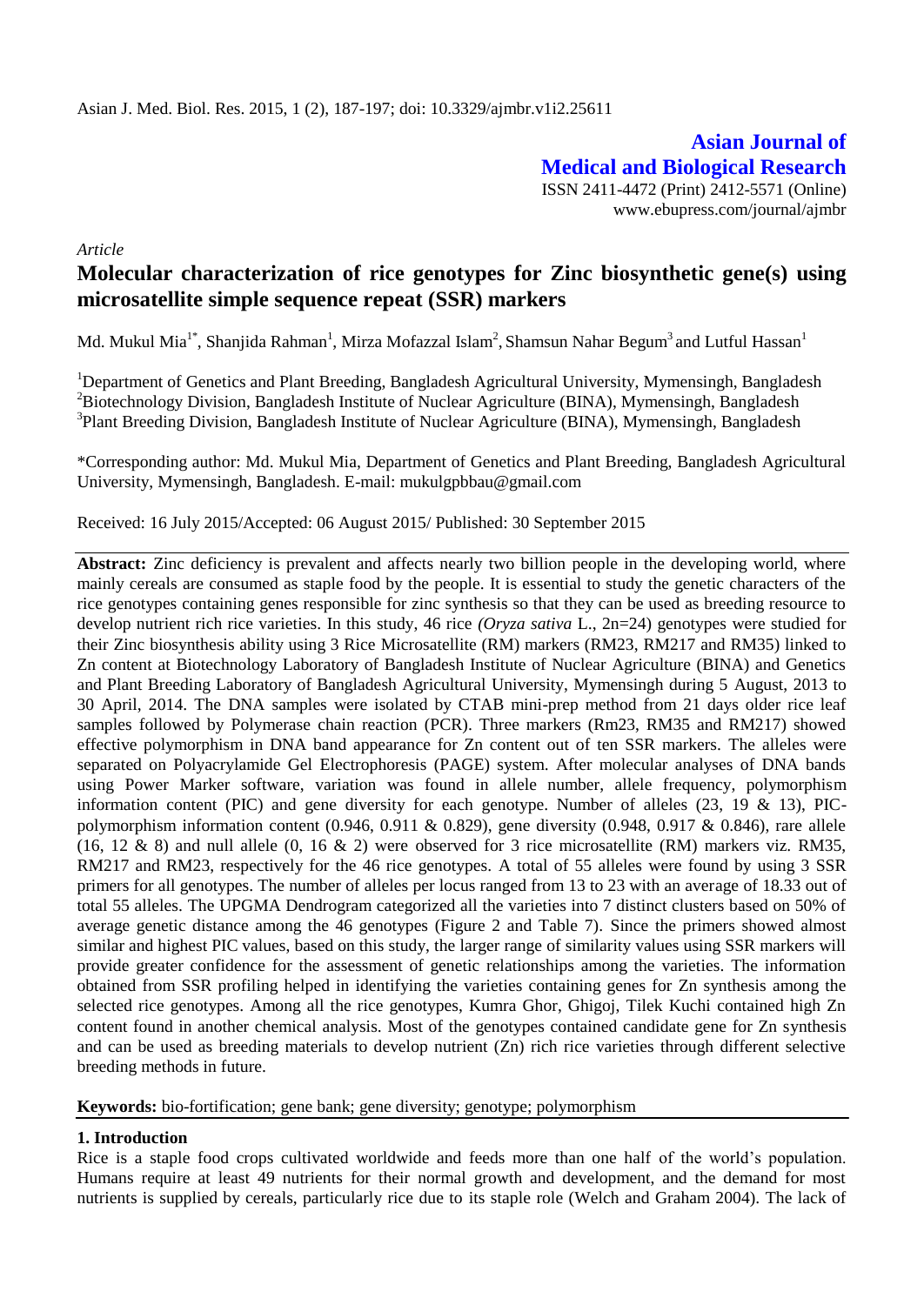Asian J. Med. Biol. Res. 2015, 1 (2), 187-197; doi: 10.3329/ajmbr.v1i2.25611

**Asian Journal of Medical and Biological Research**

ISSN 2411-4472 (Print) 2412-5571 (Online)
www.ebupress.com/journal/ajmbr

*Article*

# Molecular characterization of rice genotypes for Zinc biosynthetic gene(s) using microsatellite simple sequence repeat (SSR) markers

Md. Mukul Mia[1*], Shanjida Rahman[1], Mirza Mofazzal Islam[2], Shamsun Nahar Begum[3] and Lutful Hassan[1]

[1]Department of Genetics and Plant Breeding, Bangladesh Agricultural University, Mymensingh, Bangladesh
[2]Biotechnology Division, Bangladesh Institute of Nuclear Agriculture (BINA), Mymensingh, Bangladesh
[3]Plant Breeding Division, Bangladesh Institute of Nuclear Agriculture (BINA), Mymensingh, Bangladesh

*Corresponding author: Md. Mukul Mia, Department of Genetics and Plant Breeding, Bangladesh Agricultural University, Mymensingh, Bangladesh. E-mail: mukulgpbbau@gmail.com

Received: 16 July 2015/Accepted: 06 August 2015/ Published: 30 September 2015

**Abstract:** Zinc deficiency is prevalent and affects nearly two billion people in the developing world, where mainly cereals are consumed as staple food by the people. It is essential to study the genetic characters of the rice genotypes containing genes responsible for zinc synthesis so that they can be used as breeding resource to develop nutrient rich rice varieties. In this study, 46 rice *(Oryza sativa* L., 2n=24) genotypes were studied for their Zinc biosynthesis ability using 3 Rice Microsatellite (RM) markers (RM23, RM217 and RM35) linked to Zn content at Biotechnology Laboratory of Bangladesh Institute of Nuclear Agriculture (BINA) and Genetics and Plant Breeding Laboratory of Bangladesh Agricultural University, Mymensingh during 5 August, 2013 to 30 April, 2014. The DNA samples were isolated by CTAB mini-prep method from 21 days older rice leaf samples followed by Polymerase chain reaction (PCR). Three markers (Rm23, RM35 and RM217) showed effective polymorphism in DNA band appearance for Zn content out of ten SSR markers. The alleles were separated on Polyacrylamide Gel Electrophoresis (PAGE) system. After molecular analyses of DNA bands using Power Marker software, variation was found in allele number, allele frequency, polymorphism information content (PIC) and gene diversity for each genotype. Number of alleles (23, 19 & 13), PIC-polymorphism information content (0.946, 0.911 & 0.829), gene diversity (0.948, 0.917 & 0.846), rare allele (16, 12 & 8) and null allele (0, 16 & 2) were observed for 3 rice microsatellite (RM) markers viz. RM35, RM217 and RM23, respectively for the 46 rice genotypes. A total of 55 alleles were found by using 3 SSR primers for all genotypes. The number of alleles per locus ranged from 13 to 23 with an average of 18.33 out of total 55 alleles. The UPGMA Dendrogram categorized all the varieties into 7 distinct clusters based on 50% of average genetic distance among the 46 genotypes (Figure 2 and Table 7). Since the primers showed almost similar and highest PIC values, based on this study, the larger range of similarity values using SSR markers will provide greater confidence for the assessment of genetic relationships among the varieties. The information obtained from SSR profiling helped in identifying the varieties containing genes for Zn synthesis among the selected rice genotypes. Among all the rice genotypes, Kumra Ghor, Ghigoj, Tilek Kuchi contained high Zn content found in another chemical analysis. Most of the genotypes contained candidate gene for Zn synthesis and can be used as breeding materials to develop nutrient (Zn) rich rice varieties through different selective breeding methods in future.

**Keywords:** bio-fortification; gene bank; gene diversity; genotype; polymorphism

## 1. Introduction

Rice is a staple food crops cultivated worldwide and feeds more than one half of the world's population. Humans require at least 49 nutrients for their normal growth and development, and the demand for most nutrients is supplied by cereals, particularly rice due to its staple role (Welch and Graham 2004). The lack of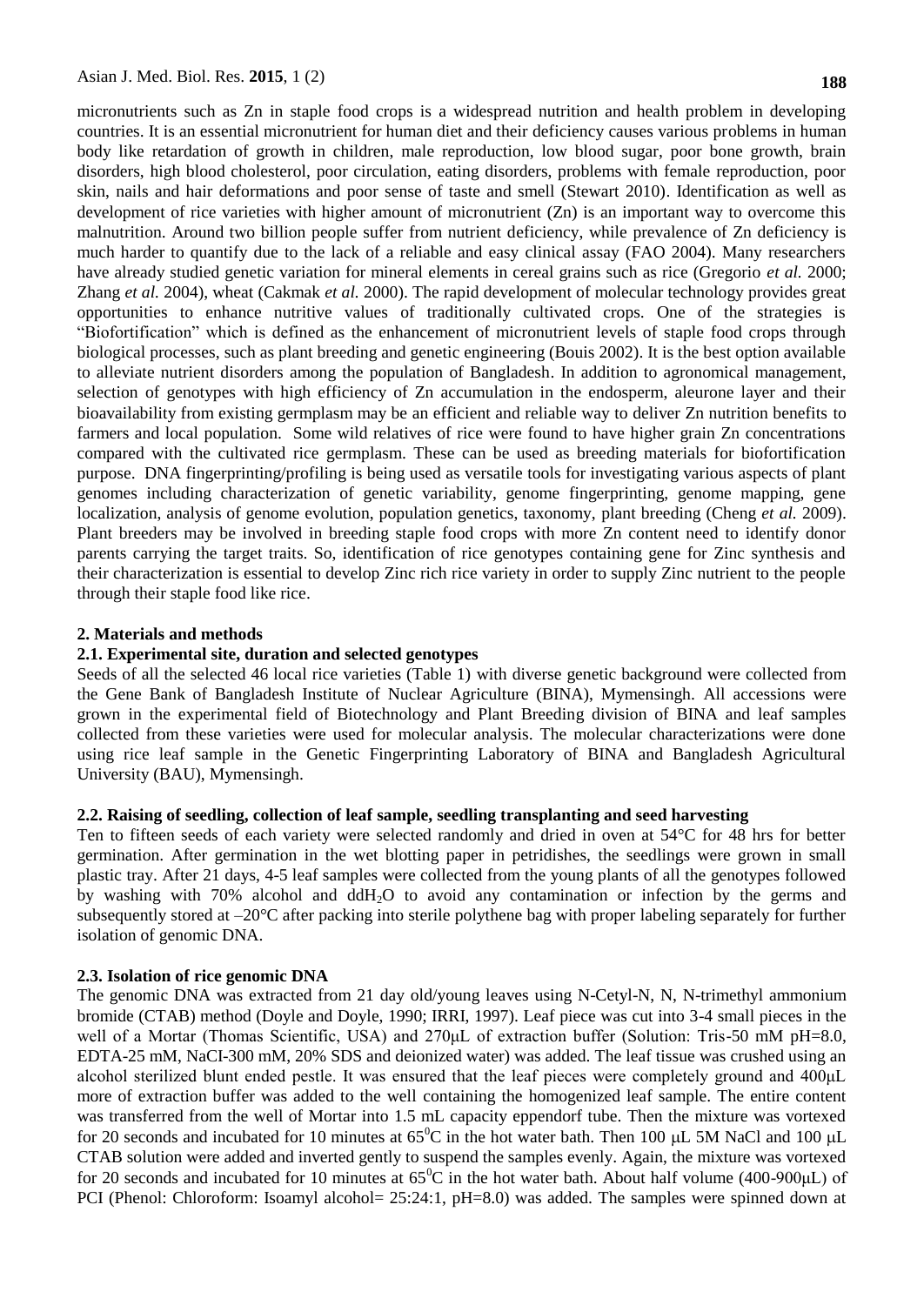micronutrients such as Zn in staple food crops is a widespread nutrition and health problem in developing countries. It is an essential micronutrient for human diet and their deficiency causes various problems in human body like retardation of growth in children, male reproduction, low blood sugar, poor bone growth, brain disorders, high blood cholesterol, poor circulation, eating disorders, problems with female reproduction, poor skin, nails and hair deformations and poor sense of taste and smell (Stewart 2010). Identification as well as development of rice varieties with higher amount of micronutrient (Zn) is an important way to overcome this malnutrition. Around two billion people suffer from nutrient deficiency, while prevalence of Zn deficiency is much harder to quantify due to the lack of a reliable and easy clinical assay (FAO 2004). Many researchers have already studied genetic variation for mineral elements in cereal grains such as rice (Gregorio *et al.* 2000; Zhang *et al.* 2004), wheat (Cakmak *et al.* 2000). The rapid development of molecular technology provides great opportunities to enhance nutritive values of traditionally cultivated crops. One of the strategies is "Biofortification" which is defined as the enhancement of micronutrient levels of staple food crops through biological processes, such as plant breeding and genetic engineering (Bouis 2002). It is the best option available to alleviate nutrient disorders among the population of Bangladesh. In addition to agronomical management, selection of genotypes with high efficiency of Zn accumulation in the endosperm, aleurone layer and their bioavailability from existing germplasm may be an efficient and reliable way to deliver Zn nutrition benefits to farmers and local population. Some wild relatives of rice were found to have higher grain Zn concentrations compared with the cultivated rice germplasm. These can be used as breeding materials for biofortification purpose. DNA fingerprinting/profiling is being used as versatile tools for investigating various aspects of plant genomes including characterization of genetic variability, genome fingerprinting, genome mapping, gene localization, analysis of genome evolution, population genetics, taxonomy, plant breeding (Cheng *et al.* 2009). Plant breeders may be involved in breeding staple food crops with more Zn content need to identify donor parents carrying the target traits. So, identification of rice genotypes containing gene for Zinc synthesis and their characterization is essential to develop Zinc rich rice variety in order to supply Zinc nutrient to the people through their staple food like rice.

## 2. Materials and methods

### 2.1. Experimental site, duration and selected genotypes

Seeds of all the selected 46 local rice varieties (Table 1) with diverse genetic background were collected from the Gene Bank of Bangladesh Institute of Nuclear Agriculture (BINA), Mymensingh. All accessions were grown in the experimental field of Biotechnology and Plant Breeding division of BINA and leaf samples collected from these varieties were used for molecular analysis. The molecular characterizations were done using rice leaf sample in the Genetic Fingerprinting Laboratory of BINA and Bangladesh Agricultural University (BAU), Mymensingh.

### 2.2. Raising of seedling, collection of leaf sample, seedling transplanting and seed harvesting

Ten to fifteen seeds of each variety were selected randomly and dried in oven at 54°C for 48 hrs for better germination. After germination in the wet blotting paper in petridishes, the seedlings were grown in small plastic tray. After 21 days, 4-5 leaf samples were collected from the young plants of all the genotypes followed by washing with 70% alcohol and $ddH_2O$ to avoid any contamination or infection by the germs and subsequently stored at –20°C after packing into sterile polythene bag with proper labeling separately for further isolation of genomic DNA.

### 2.3. Isolation of rice genomic DNA

The genomic DNA was extracted from 21 day old/young leaves using N-Cetyl-N, N, N-trimethyl ammonium bromide (CTAB) method (Doyle and Doyle, 1990; IRRI, 1997). Leaf piece was cut into 3-4 small pieces in the well of a Mortar (Thomas Scientific, USA) and 270μL of extraction buffer (Solution: Tris-50 mM pH=8.0, EDTA-25 mM, NaCI-300 mM, 20% SDS and deionized water) was added. The leaf tissue was crushed using an alcohol sterilized blunt ended pestle. It was ensured that the leaf pieces were completely ground and 400μL more of extraction buffer was added to the well containing the homogenized leaf sample. The entire content was transferred from the well of Mortar into 1.5 mL capacity eppendorf tube. Then the mixture was vortexed for 20 seconds and incubated for 10 minutes at $65^0$C in the hot water bath. Then 100 μL 5M NaCl and 100 μL CTAB solution were added and inverted gently to suspend the samples evenly. Again, the mixture was vortexed for 20 seconds and incubated for 10 minutes at $65^0$C in the hot water bath. About half volume (400-900μL) of PCI (Phenol: Chloroform: Isoamyl alcohol= 25:24:1, pH=8.0) was added. The samples were spinned down at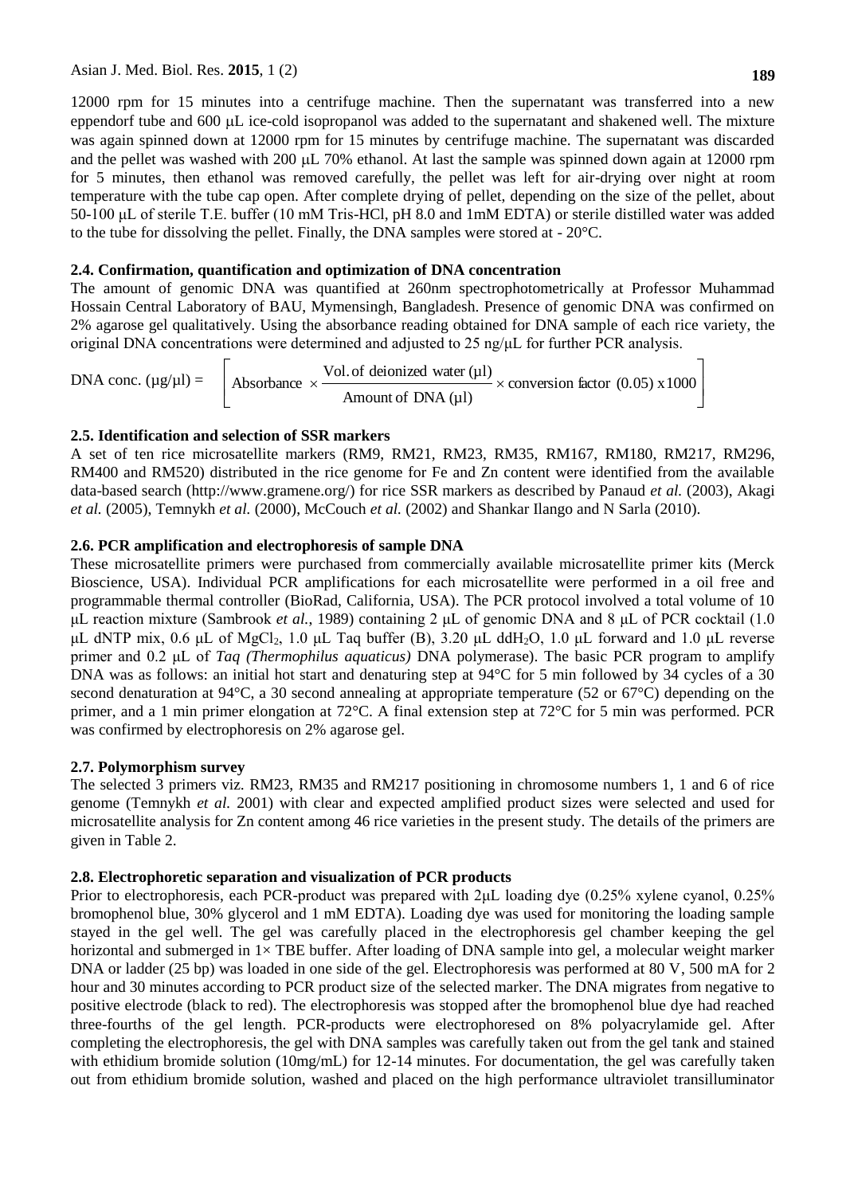12000 rpm for 15 minutes into a centrifuge machine. Then the supernatant was transferred into a new eppendorf tube and 600 μL ice-cold isopropanol was added to the supernatant and shakened well. The mixture was again spinned down at 12000 rpm for 15 minutes by centrifuge machine. The supernatant was discarded and the pellet was washed with 200 μL 70% ethanol. At last the sample was spinned down again at 12000 rpm for 5 minutes, then ethanol was removed carefully, the pellet was left for air-drying over night at room temperature with the tube cap open. After complete drying of pellet, depending on the size of the pellet, about 50-100 μL of sterile T.E. buffer (10 mM Tris-HCl, pH 8.0 and 1mM EDTA) or sterile distilled water was added to the tube for dissolving the pellet. Finally, the DNA samples were stored at - 20°C.

### 2.4. Confirmation, quantification and optimization of DNA concentration

The amount of genomic DNA was quantified at 260nm spectrophotometrically at Professor Muhammad Hossain Central Laboratory of BAU, Mymensingh, Bangladesh. Presence of genomic DNA was confirmed on 2% agarose gel qualitatively. Using the absorbance reading obtained for DNA sample of each rice variety, the original DNA concentrations were determined and adjusted to 25 ng/μL for further PCR analysis.

$$\text{DNA conc. } (\mu g/\mu l) = \left[ \text{Absorbance} \times \frac{\text{Vol. of deionized water } (\mu l)}{\text{Amount of DNA } (\mu l)} \times \text{conversion factor } (0.05) \times 1000 \right]$$

### 2.5. Identification and selection of SSR markers

A set of ten rice microsatellite markers (RM9, RM21, RM23, RM35, RM167, RM180, RM217, RM296, RM400 and RM520) distributed in the rice genome for Fe and Zn content were identified from the available data-based search (http://www.gramene.org/) for rice SSR markers as described by Panaud *et al.* (2003), Akagi *et al.* (2005), Temnykh *et al.* (2000), McCouch *et al.* (2002) and Shankar Ilango and N Sarla (2010).

### 2.6. PCR amplification and electrophoresis of sample DNA

These microsatellite primers were purchased from commercially available microsatellite primer kits (Merck Bioscience, USA). Individual PCR amplifications for each microsatellite were performed in a oil free and programmable thermal controller (BioRad, California, USA). The PCR protocol involved a total volume of 10 μL reaction mixture (Sambrook *et al.*, 1989) containing 2 μL of genomic DNA and 8 μL of PCR cocktail (1.0 μL dNTP mix, 0.6 μL of $MgCl_2$, 1.0 μL Taq buffer (B), 3.20 μL $ddH_2O$, 1.0 μL forward and 1.0 μL reverse primer and 0.2 μL of *Taq (Thermophilus aquaticus)* DNA polymerase). The basic PCR program to amplify DNA was as follows: an initial hot start and denaturing step at 94°C for 5 min followed by 34 cycles of a 30 second denaturation at 94°C, a 30 second annealing at appropriate temperature (52 or 67°C) depending on the primer, and a 1 min primer elongation at 72°C. A final extension step at 72°C for 5 min was performed. PCR was confirmed by electrophoresis on 2% agarose gel.

### 2.7. Polymorphism survey

The selected 3 primers viz. RM23, RM35 and RM217 positioning in chromosome numbers 1, 1 and 6 of rice genome (Temnykh *et al.* 2001) with clear and expected amplified product sizes were selected and used for microsatellite analysis for Zn content among 46 rice varieties in the present study. The details of the primers are given in Table 2.

### 2.8. Electrophoretic separation and visualization of PCR products

Prior to electrophoresis, each PCR-product was prepared with 2μL loading dye (0.25% xylene cyanol, 0.25% bromophenol blue, 30% glycerol and 1 mM EDTA). Loading dye was used for monitoring the loading sample stayed in the gel well. The gel was carefully placed in the electrophoresis gel chamber keeping the gel horizontal and submerged in 1× TBE buffer. After loading of DNA sample into gel, a molecular weight marker DNA or ladder (25 bp) was loaded in one side of the gel. Electrophoresis was performed at 80 V, 500 mA for 2 hour and 30 minutes according to PCR product size of the selected marker. The DNA migrates from negative to positive electrode (black to red). The electrophoresis was stopped after the bromophenol blue dye had reached three-fourths of the gel length. PCR-products were electrophoresed on 8% polyacrylamide gel. After completing the electrophoresis, the gel with DNA samples was carefully taken out from the gel tank and stained with ethidium bromide solution (10mg/mL) for 12-14 minutes. For documentation, the gel was carefully taken out from ethidium bromide solution, washed and placed on the high performance ultraviolet transilluminator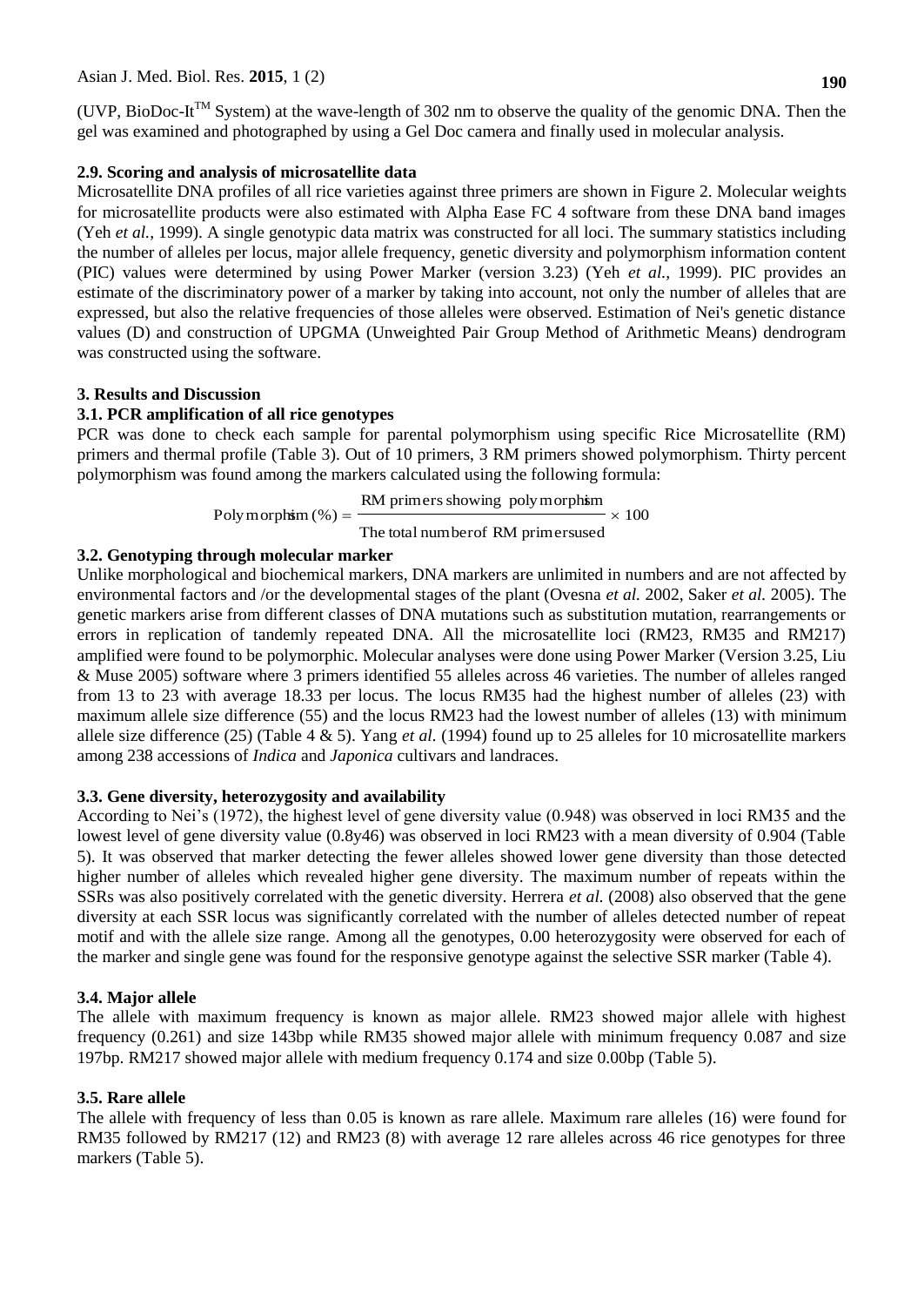(UVP, BioDoc-It$^{TM}$ System) at the wave-length of 302 nm to observe the quality of the genomic DNA. Then the gel was examined and photographed by using a Gel Doc camera and finally used in molecular analysis.

### 2.9. Scoring and analysis of microsatellite data

Microsatellite DNA profiles of all rice varieties against three primers are shown in Figure 2. Molecular weights for microsatellite products were also estimated with Alpha Ease FC 4 software from these DNA band images (Yeh *et al.,* 1999). A single genotypic data matrix was constructed for all loci. The summary statistics including the number of alleles per locus, major allele frequency, genetic diversity and polymorphism information content (PIC) values were determined by using Power Marker (version 3.23) (Yeh *et al.,* 1999). PIC provides an estimate of the discriminatory power of a marker by taking into account, not only the number of alleles that are expressed, but also the relative frequencies of those alleles were observed. Estimation of Nei's genetic distance values (D) and construction of UPGMA (Unweighted Pair Group Method of Arithmetic Means) dendrogram was constructed using the software.

## 3. Results and Discussion

### 3.1. PCR amplification of all rice genotypes

PCR was done to check each sample for parental polymorphism using specific Rice Microsatellite (RM) primers and thermal profile (Table 3). Out of 10 primers, 3 RM primers showed polymorphism. Thirty percent polymorphism was found among the markers calculated using the following formula:

$$\text{Polymorphism}\ (\%) = \frac{\text{RM primers showing polymorphism}}{\text{The total number of RM primers used}} \times 100$$

### 3.2. Genotyping through molecular marker

Unlike morphological and biochemical markers, DNA markers are unlimited in numbers and are not affected by environmental factors and /or the developmental stages of the plant (Ovesna *et al.* 2002, Saker *et al.* 2005). The genetic markers arise from different classes of DNA mutations such as substitution mutation, rearrangements or errors in replication of tandemly repeated DNA. All the microsatellite loci (RM23, RM35 and RM217) amplified were found to be polymorphic. Molecular analyses were done using Power Marker (Version 3.25, Liu & Muse 2005) software where 3 primers identified 55 alleles across 46 varieties. The number of alleles ranged from 13 to 23 with average 18.33 per locus. The locus RM35 had the highest number of alleles (23) with maximum allele size difference (55) and the locus RM23 had the lowest number of alleles (13) with minimum allele size difference (25) (Table 4 & 5). Yang *et al.* (1994) found up to 25 alleles for 10 microsatellite markers among 238 accessions of *Indica* and *Japonica* cultivars and landraces.

### 3.3. Gene diversity, heterozygosity and availability

According to Nei's (1972), the highest level of gene diversity value (0.948) was observed in loci RM35 and the lowest level of gene diversity value (0.8y46) was observed in loci RM23 with a mean diversity of 0.904 (Table 5). It was observed that marker detecting the fewer alleles showed lower gene diversity than those detected higher number of alleles which revealed higher gene diversity. The maximum number of repeats within the SSRs was also positively correlated with the genetic diversity. Herrera *et al.* (2008) also observed that the gene diversity at each SSR locus was significantly correlated with the number of alleles detected number of repeat motif and with the allele size range. Among all the genotypes, 0.00 heterozygosity were observed for each of the marker and single gene was found for the responsive genotype against the selective SSR marker (Table 4).

### 3.4. Major allele

The allele with maximum frequency is known as major allele. RM23 showed major allele with highest frequency (0.261) and size 143bp while RM35 showed major allele with minimum frequency 0.087 and size 197bp. RM217 showed major allele with medium frequency 0.174 and size 0.00bp (Table 5).

### 3.5. Rare allele

The allele with frequency of less than 0.05 is known as rare allele. Maximum rare alleles (16) were found for RM35 followed by RM217 (12) and RM23 (8) with average 12 rare alleles across 46 rice genotypes for three markers (Table 5).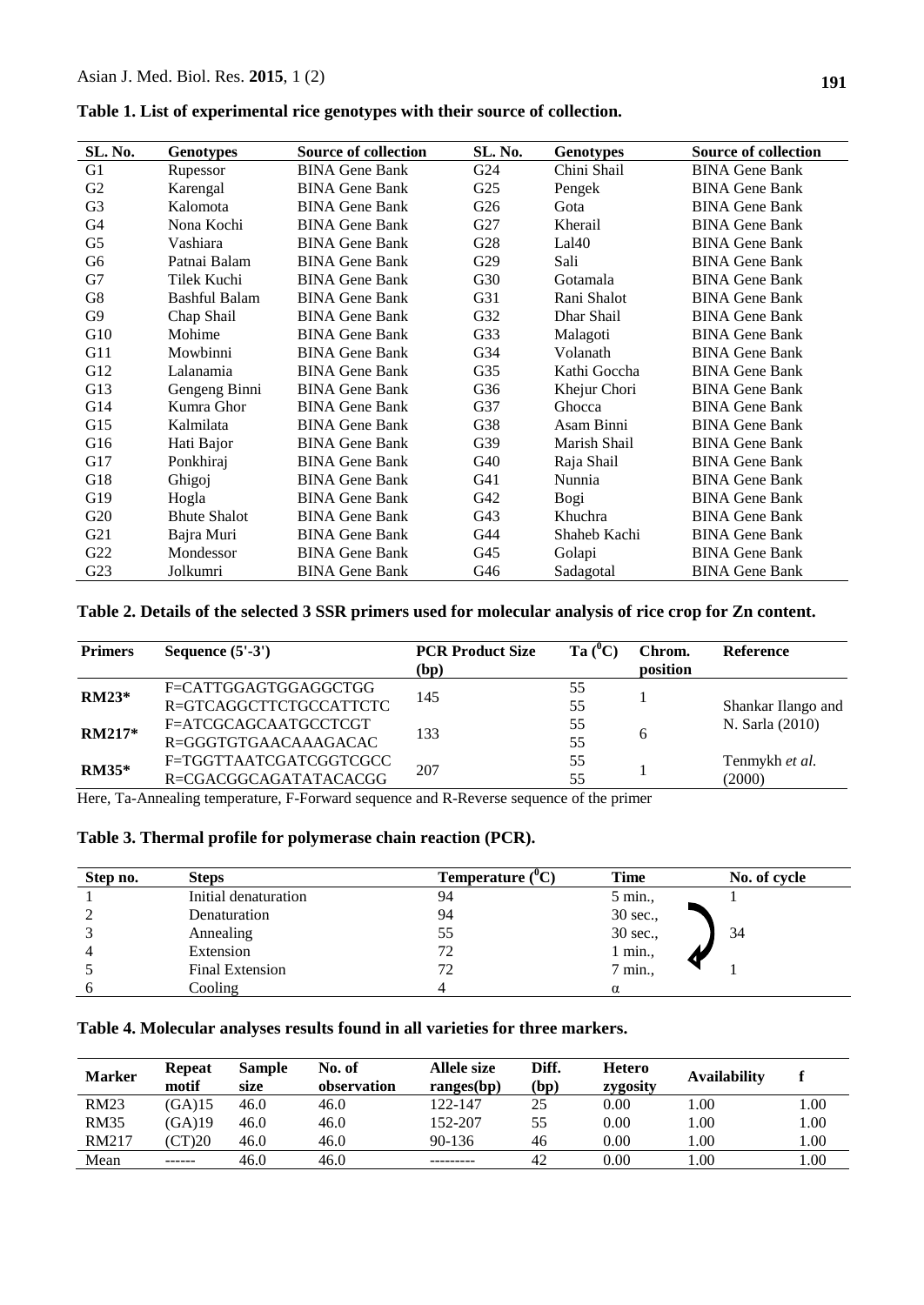**Table 1. List of experimental rice genotypes with their source of collection.**

| SL. No. | Genotypes | Source of collection | SL. No. | Genotypes | Source of collection |
|---|---|---|---|---|---|
| G1 | Rupessor | BINA Gene Bank | G24 | Chini Shail | BINA Gene Bank |
| G2 | Karengal | BINA Gene Bank | G25 | Pengek | BINA Gene Bank |
| G3 | Kalomota | BINA Gene Bank | G26 | Gota | BINA Gene Bank |
| G4 | Nona Kochi | BINA Gene Bank | G27 | Kherail | BINA Gene Bank |
| G5 | Vashiara | BINA Gene Bank | G28 | Lal40 | BINA Gene Bank |
| G6 | Patnai Balam | BINA Gene Bank | G29 | Sali | BINA Gene Bank |
| G7 | Tilek Kuchi | BINA Gene Bank | G30 | Gotamala | BINA Gene Bank |
| G8 | Bashful Balam | BINA Gene Bank | G31 | Rani Shalot | BINA Gene Bank |
| G9 | Chap Shail | BINA Gene Bank | G32 | Dhar Shail | BINA Gene Bank |
| G10 | Mohime | BINA Gene Bank | G33 | Malagoti | BINA Gene Bank |
| G11 | Mowbinni | BINA Gene Bank | G34 | Volanath | BINA Gene Bank |
| G12 | Lalanamia | BINA Gene Bank | G35 | Kathi Goccha | BINA Gene Bank |
| G13 | Gengeng Binni | BINA Gene Bank | G36 | Khejur Chori | BINA Gene Bank |
| G14 | Kumra Ghor | BINA Gene Bank | G37 | Ghocca | BINA Gene Bank |
| G15 | Kalmilata | BINA Gene Bank | G38 | Asam Binni | BINA Gene Bank |
| G16 | Hati Bajor | BINA Gene Bank | G39 | Marish Shail | BINA Gene Bank |
| G17 | Ponkhiraj | BINA Gene Bank | G40 | Raja Shail | BINA Gene Bank |
| G18 | Ghigoj | BINA Gene Bank | G41 | Nunnia | BINA Gene Bank |
| G19 | Hogla | BINA Gene Bank | G42 | Bogi | BINA Gene Bank |
| G20 | Bhute Shalot | BINA Gene Bank | G43 | Khuchra | BINA Gene Bank |
| G21 | Bajra Muri | BINA Gene Bank | G44 | Shaheb Kachi | BINA Gene Bank |
| G22 | Mondessor | BINA Gene Bank | G45 | Golapi | BINA Gene Bank |
| G23 | Jolkumri | BINA Gene Bank | G46 | Sadagotal | BINA Gene Bank |

**Table 2. Details of the selected 3 SSR primers used for molecular analysis of rice crop for Zn content.**

| Primers | Sequence (5'-3') | PCR Product Size (bp) | Ta ($^0$C) | Chrom. position | Reference |
|---|---|---|---|---|---|
| **RM23*** | F=CATTGGAGTGGAGGCTGG<br>R=GTCAGGCTTCTGCCATTCTC | 145 | 55<br>55 | 1 | Shankar Ilango and N. Sarla (2010) |
| **RM217*** | F=ATCGCAGCAATGCCTCGT<br>R=GGGTGTGAACAAAGACAC | 133 | 55<br>55 | 6 | |
| **RM35*** | F=TGGTTAATCGATCGGTCGCC<br>R=CGACGGCAGATATACACGG | 207 | 55<br>55 | 1 | Tenmykh *et al.* (2000) |

Here, Ta-Annealing temperature, F-Forward sequence and R-Reverse sequence of the primer

**Table 3. Thermal profile for polymerase chain reaction (PCR).**

| Step no. | Steps | Temperature ($^0$C) | Time | No. of cycle |
|---|---|---|---|---|
| 1 | Initial denaturation | 94 | 5 min., | 1 |
| 2 | Denaturation | 94 | 30 sec., | 34 |
| 3 | Annealing | 55 | 30 sec., | |
| 4 | Extension | 72 | 1 min., | |
| 5 | Final Extension | 72 | 7 min., | 1 |
| 6 | Cooling | 4 | α | |

**Table 4. Molecular analyses results found in all varieties for three markers.**

| Marker | Repeat motif | Sample size | No. of observation | Allele size ranges(bp) | Diff. (bp) | Hetero zygosity | Availability | f |
|---|---|---|---|---|---|---|---|---|
| RM23 | (GA)15 | 46.0 | 46.0 | 122-147 | 25 | 0.00 | 1.00 | 1.00 |
| RM35 | (GA)19 | 46.0 | 46.0 | 152-207 | 55 | 0.00 | 1.00 | 1.00 |
| RM217 | (CT)20 | 46.0 | 46.0 | 90-136 | 46 | 0.00 | 1.00 | 1.00 |
| Mean | ------ | 46.0 | 46.0 | --------- | 42 | 0.00 | 1.00 | 1.00 |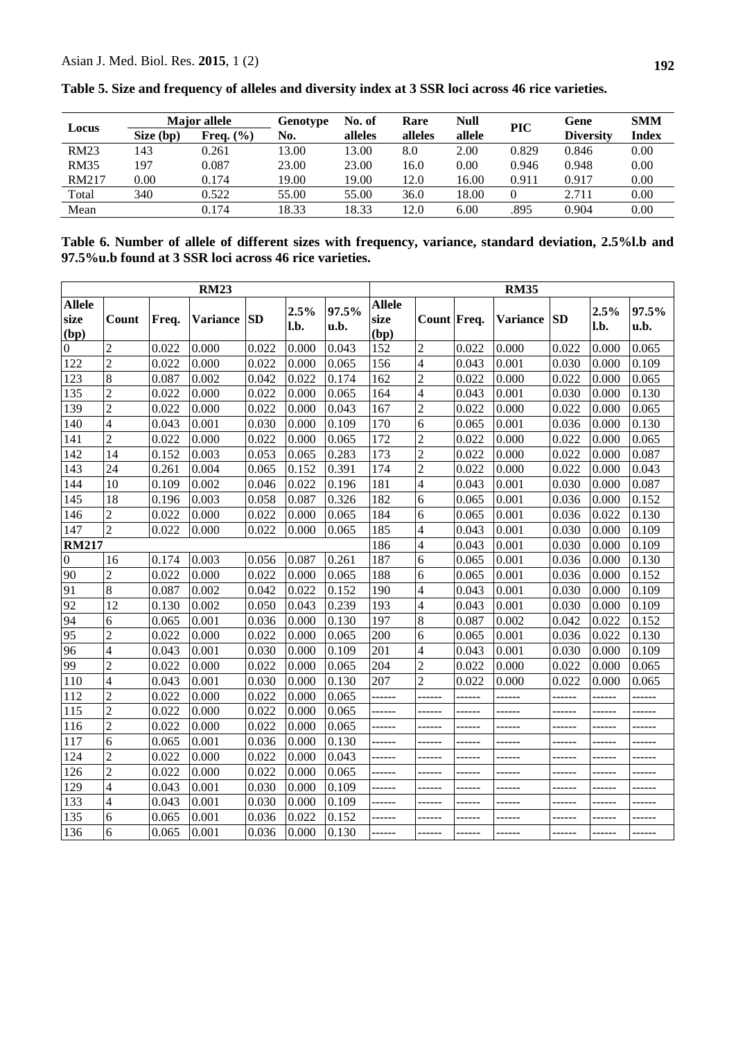**Table 5. Size and frequency of alleles and diversity index at 3 SSR loci across 46 rice varieties.**

| Locus | Major allele | | Genotype | No. of | Rare | Null | PIC | Gene | SMM |
|---|---|---|---|---|---|---|---|---|---|
| | Size (bp) | Freq. (%) | No. | alleles | alleles | allele | | Diversity | Index |
| RM23 | 143 | 0.261 | 13.00 | 13.00 | 8.0 | 2.00 | 0.829 | 0.846 | 0.00 |
| RM35 | 197 | 0.087 | 23.00 | 23.00 | 16.0 | 0.00 | 0.946 | 0.948 | 0.00 |
| RM217 | 0.00 | 0.174 | 19.00 | 19.00 | 12.0 | 16.00 | 0.911 | 0.917 | 0.00 |
| Total | 340 | 0.522 | 55.00 | 55.00 | 36.0 | 18.00 | 0 | 2.711 | 0.00 |
| Mean | | 0.174 | 18.33 | 18.33 | 12.0 | 6.00 | .895 | 0.904 | 0.00 |

**Table 6. Number of allele of different sizes with frequency, variance, standard deviation, 2.5%l.b and 97.5%u.b found at 3 SSR loci across 46 rice varieties.**

| RM23 | | | | | | | RM35 | | | | | | |
|---|---|---|---|---|---|---|---|---|---|---|---|---|---|
| Allele size (bp) | Count | Freq. | Variance | SD | 2.5% l.b. | 97.5% u.b. | Allele size (bp) | Count | Freq. | Variance | SD | 2.5% l.b. | 97.5% u.b. |
| 0 | 2 | 0.022 | 0.000 | 0.022 | 0.000 | 0.043 | 152 | 2 | 0.022 | 0.000 | 0.022 | 0.000 | 0.065 |
| 122 | 2 | 0.022 | 0.000 | 0.022 | 0.000 | 0.065 | 156 | 4 | 0.043 | 0.001 | 0.030 | 0.000 | 0.109 |
| 123 | 8 | 0.087 | 0.002 | 0.042 | 0.022 | 0.174 | 162 | 2 | 0.022 | 0.000 | 0.022 | 0.000 | 0.065 |
| 135 | 2 | 0.022 | 0.000 | 0.022 | 0.000 | 0.065 | 164 | 4 | 0.043 | 0.001 | 0.030 | 0.000 | 0.130 |
| 139 | 2 | 0.022 | 0.000 | 0.022 | 0.000 | 0.043 | 167 | 2 | 0.022 | 0.000 | 0.022 | 0.000 | 0.065 |
| 140 | 4 | 0.043 | 0.001 | 0.030 | 0.000 | 0.109 | 170 | 6 | 0.065 | 0.001 | 0.036 | 0.000 | 0.130 |
| 141 | 2 | 0.022 | 0.000 | 0.022 | 0.000 | 0.065 | 172 | 2 | 0.022 | 0.000 | 0.022 | 0.000 | 0.065 |
| 142 | 14 | 0.152 | 0.003 | 0.053 | 0.065 | 0.283 | 173 | 2 | 0.022 | 0.000 | 0.022 | 0.000 | 0.087 |
| 143 | 24 | 0.261 | 0.004 | 0.065 | 0.152 | 0.391 | 174 | 2 | 0.022 | 0.000 | 0.022 | 0.000 | 0.043 |
| 144 | 10 | 0.109 | 0.002 | 0.046 | 0.022 | 0.196 | 181 | 4 | 0.043 | 0.001 | 0.030 | 0.000 | 0.087 |
| 145 | 18 | 0.196 | 0.003 | 0.058 | 0.087 | 0.326 | 182 | 6 | 0.065 | 0.001 | 0.036 | 0.000 | 0.152 |
| 146 | 2 | 0.022 | 0.000 | 0.022 | 0.000 | 0.065 | 184 | 6 | 0.065 | 0.001 | 0.036 | 0.022 | 0.130 |
| 147 | 2 | 0.022 | 0.000 | 0.022 | 0.000 | 0.065 | 185 | 4 | 0.043 | 0.001 | 0.030 | 0.000 | 0.109 |
| **RM217** | | | | | | | 186 | 4 | 0.043 | 0.001 | 0.030 | 0.000 | 0.109 |
| 0 | 16 | 0.174 | 0.003 | 0.056 | 0.087 | 0.261 | 187 | 6 | 0.065 | 0.001 | 0.036 | 0.000 | 0.130 |
| 90 | 2 | 0.022 | 0.000 | 0.022 | 0.000 | 0.065 | 188 | 6 | 0.065 | 0.001 | 0.036 | 0.000 | 0.152 |
| 91 | 8 | 0.087 | 0.002 | 0.042 | 0.022 | 0.152 | 190 | 4 | 0.043 | 0.001 | 0.030 | 0.000 | 0.109 |
| 92 | 12 | 0.130 | 0.002 | 0.050 | 0.043 | 0.239 | 193 | 4 | 0.043 | 0.001 | 0.030 | 0.000 | 0.109 |
| 94 | 6 | 0.065 | 0.001 | 0.036 | 0.000 | 0.130 | 197 | 8 | 0.087 | 0.002 | 0.042 | 0.022 | 0.152 |
| 95 | 2 | 0.022 | 0.000 | 0.022 | 0.000 | 0.065 | 200 | 6 | 0.065 | 0.001 | 0.036 | 0.022 | 0.130 |
| 96 | 4 | 0.043 | 0.001 | 0.030 | 0.000 | 0.109 | 201 | 4 | 0.043 | 0.001 | 0.030 | 0.000 | 0.109 |
| 99 | 2 | 0.022 | 0.000 | 0.022 | 0.000 | 0.065 | 204 | 2 | 0.022 | 0.000 | 0.022 | 0.000 | 0.065 |
| 110 | 4 | 0.043 | 0.001 | 0.030 | 0.000 | 0.130 | 207 | 2 | 0.022 | 0.000 | 0.022 | 0.000 | 0.065 |
| 112 | 2 | 0.022 | 0.000 | 0.022 | 0.000 | 0.065 | ------ | ------ | ------ | ------ | ------ | ------ | ------ |
| 115 | 2 | 0.022 | 0.000 | 0.022 | 0.000 | 0.065 | ------ | ------ | ------ | ------ | ------ | ------ | ------ |
| 116 | 2 | 0.022 | 0.000 | 0.022 | 0.000 | 0.065 | ------ | ------ | ------ | ------ | ------ | ------ | ------ |
| 117 | 6 | 0.065 | 0.001 | 0.036 | 0.000 | 0.130 | ------ | ------ | ------ | ------ | ------ | ------ | ------ |
| 124 | 2 | 0.022 | 0.000 | 0.022 | 0.000 | 0.043 | ------ | ------ | ------ | ------ | ------ | ------ | ------ |
| 126 | 2 | 0.022 | 0.000 | 0.022 | 0.000 | 0.065 | ------ | ------ | ------ | ------ | ------ | ------ | ------ |
| 129 | 4 | 0.043 | 0.001 | 0.030 | 0.000 | 0.109 | ------ | ------ | ------ | ------ | ------ | ------ | ------ |
| 133 | 4 | 0.043 | 0.001 | 0.030 | 0.000 | 0.109 | ------ | ------ | ------ | ------ | ------ | ------ | ------ |
| 135 | 6 | 0.065 | 0.001 | 0.036 | 0.022 | 0.152 | ------ | ------ | ------ | ------ | ------ | ------ | ------ |
| 136 | 6 | 0.065 | 0.001 | 0.036 | 0.000 | 0.130 | ------ | ------ | ------ | ------ | ------ | ------ | ------ |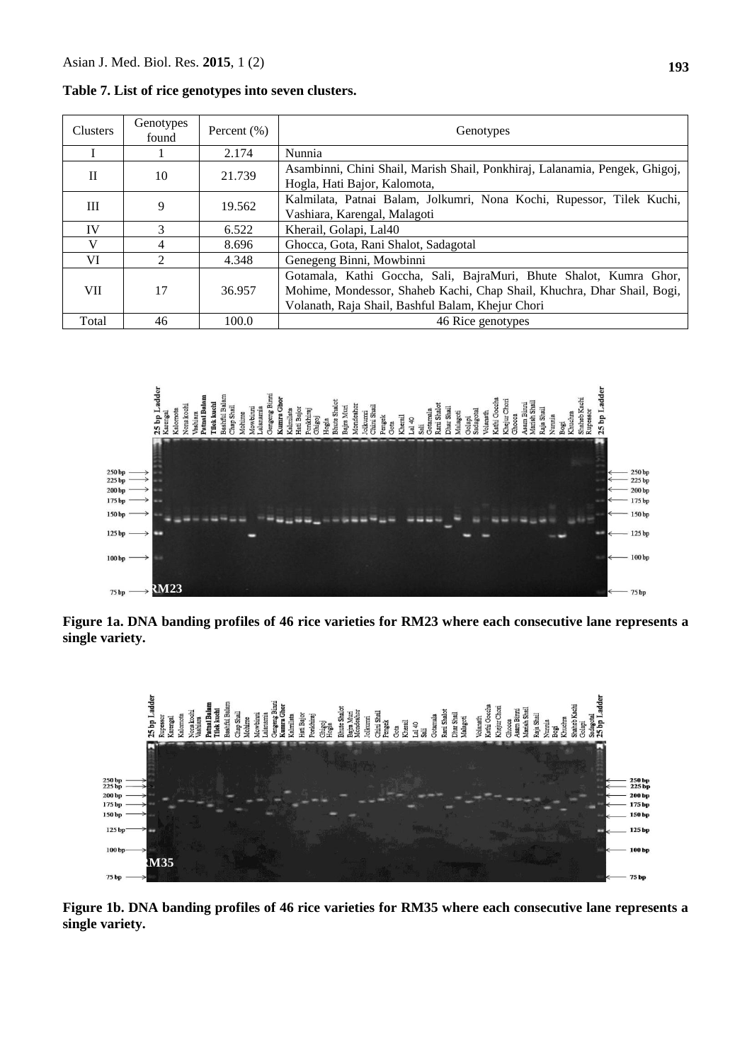**Table 7. List of rice genotypes into seven clusters.**

| Clusters | Genotypes found | Percent (%) | Genotypes |
|---|---|---|---|
| I | 1 | 2.174 | Nunnia |
| II | 10 | 21.739 | Asambinni, Chini Shail, Marish Shail, Ponkhiraj, Lalanamia, Pengek, Ghigoj, Hogla, Hati Bajor, Kalomota, |
| III | 9 | 19.562 | Kalmilata, Patnai Balam, Jolkumri, Nona Kochi, Rupessor, Tilek Kuchi, Vashiara, Karengal, Malagoti |
| IV | 3 | 6.522 | Kherail, Golapi, Lal40 |
| V | 4 | 8.696 | Ghocca, Gota, Rani Shalot, Sadagotal |
| VI | 2 | 4.348 | Genegeng Binni, Mowbinni |
| VII | 17 | 36.957 | Gotamala, Kathi Goccha, Sali, BajraMuri, Bhute Shalot, Kumra Ghor, Mohime, Mondessor, Shaheb Kachi, Chap Shail, Khuchra, Dhar Shail, Bogi, Volanath, Raja Shail, Bashful Balam, Khejur Chori |
| Total | 46 | 100.0 | 46 Rice genotypes |

**Figure 1a. DNA banding profiles of 46 rice varieties for RM23 where each consecutive lane represents a single variety.**

**Figure 1b. DNA banding profiles of 46 rice varieties for RM35 where each consecutive lane represents a single variety.**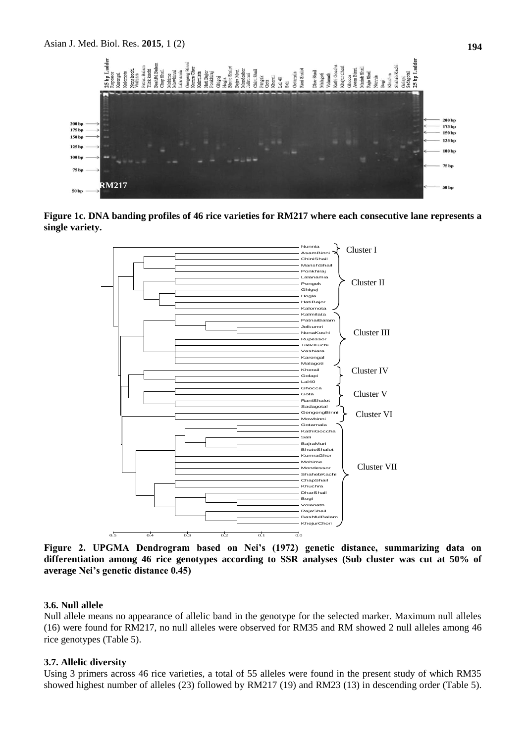**Figure 1c. DNA banding profiles of 46 rice varieties for RM217 where each consecutive lane represents a single variety.**

**Figure 2. UPGMA Dendrogram based on Nei's (1972) genetic distance, summarizing data on differentiation among 46 rice genotypes according to SSR analyses (Sub cluster was cut at 50% of average Nei's genetic distance 0.45)**

### 3.6. Null allele

Null allele means no appearance of allelic band in the genotype for the selected marker. Maximum null alleles (16) were found for RM217, no null alleles were observed for RM35 and RM showed 2 null alleles among 46 rice genotypes (Table 5).

### 3.7. Allelic diversity

Using 3 primers across 46 rice varieties, a total of 55 alleles were found in the present study of which RM35 showed highest number of alleles (23) followed by RM217 (19) and RM23 (13) in descending order (Table 5).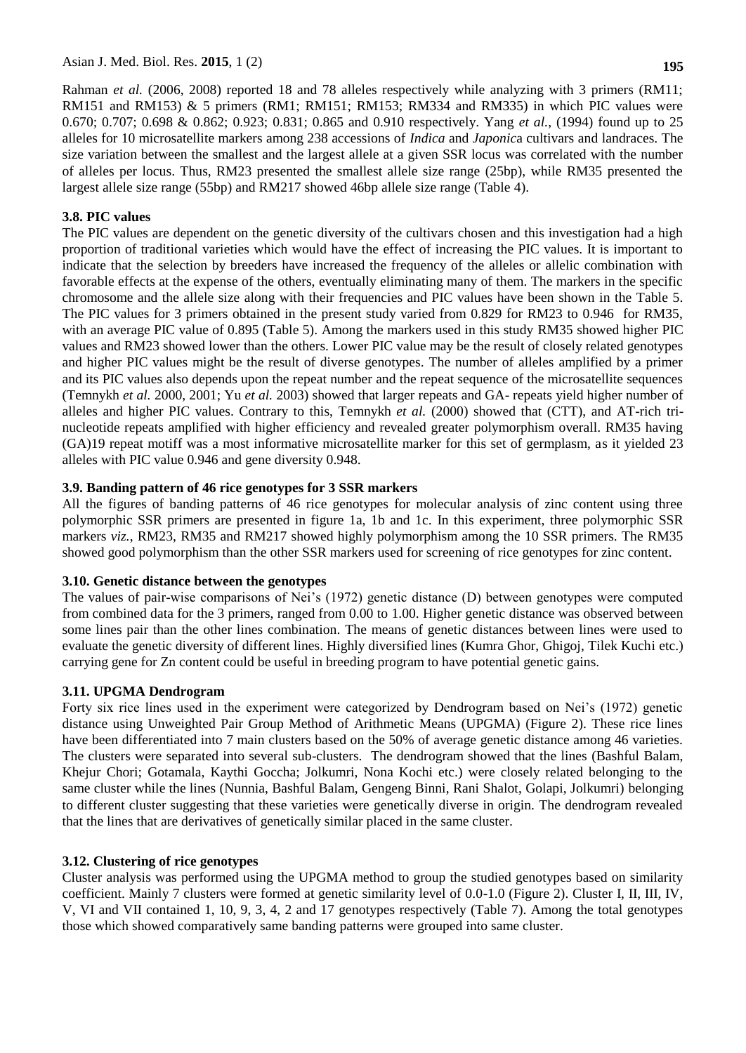Rahman *et al.* (2006, 2008) reported 18 and 78 alleles respectively while analyzing with 3 primers (RM11; RM151 and RM153) & 5 primers (RM1; RM151; RM153; RM334 and RM335) in which PIC values were 0.670; 0.707; 0.698 & 0.862; 0.923; 0.831; 0.865 and 0.910 respectively. Yang *et al.*, (1994) found up to 25 alleles for 10 microsatellite markers among 238 accessions of *Indica* and *Japonic*a cultivars and landraces. The size variation between the smallest and the largest allele at a given SSR locus was correlated with the number of alleles per locus. Thus, RM23 presented the smallest allele size range (25bp), while RM35 presented the largest allele size range (55bp) and RM217 showed 46bp allele size range (Table 4).

### 3.8. PIC values

The PIC values are dependent on the genetic diversity of the cultivars chosen and this investigation had a high proportion of traditional varieties which would have the effect of increasing the PIC values. It is important to indicate that the selection by breeders have increased the frequency of the alleles or allelic combination with favorable effects at the expense of the others, eventually eliminating many of them. The markers in the specific chromosome and the allele size along with their frequencies and PIC values have been shown in the Table 5. The PIC values for 3 primers obtained in the present study varied from 0.829 for RM23 to 0.946 for RM35, with an average PIC value of 0.895 (Table 5). Among the markers used in this study RM35 showed higher PIC values and RM23 showed lower than the others. Lower PIC value may be the result of closely related genotypes and higher PIC values might be the result of diverse genotypes. The number of alleles amplified by a primer and its PIC values also depends upon the repeat number and the repeat sequence of the microsatellite sequences (Temnykh *et al.* 2000, 2001; Yu *et al.* 2003) showed that larger repeats and GA- repeats yield higher number of alleles and higher PIC values. Contrary to this, Temnykh *et al.* (2000) showed that (CTT), and AT-rich tri-nucleotide repeats amplified with higher efficiency and revealed greater polymorphism overall. RM35 having $(GA)_{19}$ repeat motiff was a most informative microsatellite marker for this set of germplasm, as it yielded 23 alleles with PIC value 0.946 and gene diversity 0.948.

### 3.9. Banding pattern of 46 rice genotypes for 3 SSR markers

All the figures of banding patterns of 46 rice genotypes for molecular analysis of zinc content using three polymorphic SSR primers are presented in figure 1a, 1b and 1c. In this experiment, three polymorphic SSR markers *viz.*, RM23, RM35 and RM217 showed highly polymorphism among the 10 SSR primers. The RM35 showed good polymorphism than the other SSR markers used for screening of rice genotypes for zinc content.

### 3.10. Genetic distance between the genotypes

The values of pair-wise comparisons of Nei's (1972) genetic distance (D) between genotypes were computed from combined data for the 3 primers, ranged from 0.00 to 1.00. Higher genetic distance was observed between some lines pair than the other lines combination. The means of genetic distances between lines were used to evaluate the genetic diversity of different lines. Highly diversified lines (Kumra Ghor, Ghigoj, Tilek Kuchi etc.) carrying gene for Zn content could be useful in breeding program to have potential genetic gains.

### 3.11. UPGMA Dendrogram

Forty six rice lines used in the experiment were categorized by Dendrogram based on Nei's (1972) genetic distance using Unweighted Pair Group Method of Arithmetic Means (UPGMA) (Figure 2). These rice lines have been differentiated into 7 main clusters based on the 50% of average genetic distance among 46 varieties. The clusters were separated into several sub-clusters. The dendrogram showed that the lines (Bashful Balam, Khejur Chori; Gotamala, Kaythi Goccha; Jolkumri, Nona Kochi etc.) were closely related belonging to the same cluster while the lines (Nunnia, Bashful Balam, Gengeng Binni, Rani Shalot, Golapi, Jolkumri) belonging to different cluster suggesting that these varieties were genetically diverse in origin. The dendrogram revealed that the lines that are derivatives of genetically similar placed in the same cluster.

### 3.12. Clustering of rice genotypes

Cluster analysis was performed using the UPGMA method to group the studied genotypes based on similarity coefficient. Mainly 7 clusters were formed at genetic similarity level of 0.0-1.0 (Figure 2). Cluster I, II, III, IV, V, VI and VII contained 1, 10, 9, 3, 4, 2 and 17 genotypes respectively (Table 7). Among the total genotypes those which showed comparatively same banding patterns were grouped into same cluster.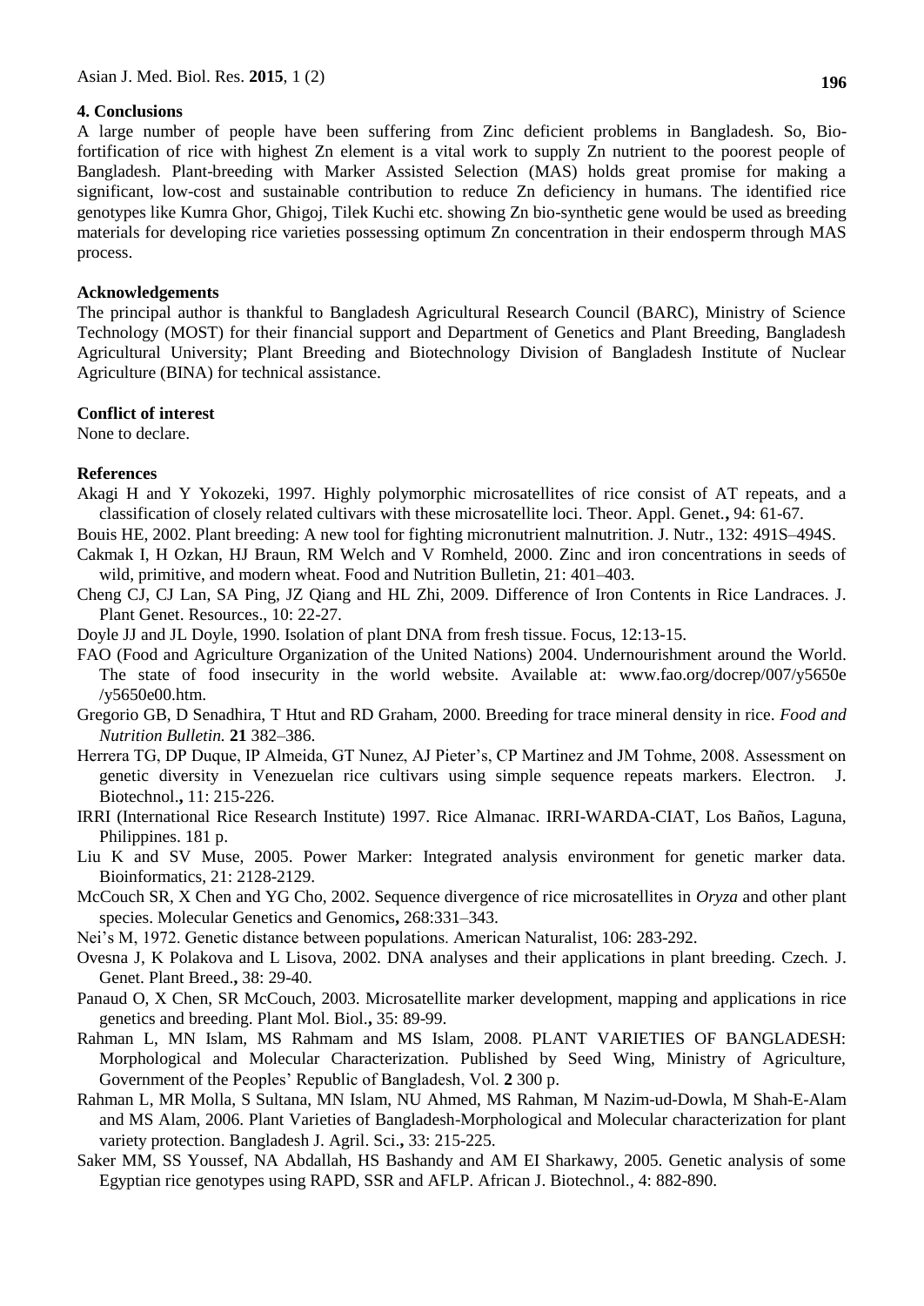## 4. Conclusions

A large number of people have been suffering from Zinc deficient problems in Bangladesh. So, Bio-fortification of rice with highest Zn element is a vital work to supply Zn nutrient to the poorest people of Bangladesh. Plant-breeding with Marker Assisted Selection (MAS) holds great promise for making a significant, low-cost and sustainable contribution to reduce Zn deficiency in humans. The identified rice genotypes like Kumra Ghor, Ghigoj, Tilek Kuchi etc. showing Zn bio-synthetic gene would be used as breeding materials for developing rice varieties possessing optimum Zn concentration in their endosperm through MAS process.

## Acknowledgements

The principal author is thankful to Bangladesh Agricultural Research Council (BARC), Ministry of Science Technology (MOST) for their financial support and Department of Genetics and Plant Breeding, Bangladesh Agricultural University; Plant Breeding and Biotechnology Division of Bangladesh Institute of Nuclear Agriculture (BINA) for technical assistance.

## Conflict of interest

None to declare.

## References

Akagi H and Y Yokozeki, 1997. Highly polymorphic microsatellites of rice consist of AT repeats, and a classification of closely related cultivars with these microsatellite loci. Theor. Appl. Genet.**,** 94: 61-67.

Bouis HE, 2002. Plant breeding: A new tool for fighting micronutrient malnutrition. J. Nutr., 132: 491S–494S.

Cakmak I, H Ozkan, HJ Braun, RM Welch and V Romheld, 2000. Zinc and iron concentrations in seeds of wild, primitive, and modern wheat. Food and Nutrition Bulletin, 21: 401–403.

Cheng CJ, CJ Lan, SA Ping, JZ Qiang and HL Zhi, 2009. Difference of Iron Contents in Rice Landraces. J. Plant Genet. Resources., 10: 22-27.

Doyle JJ and JL Doyle, 1990. Isolation of plant DNA from fresh tissue. Focus, 12:13-15.

FAO (Food and Agriculture Organization of the United Nations) 2004. Undernourishment around the World. The state of food insecurity in the world website. Available at: www.fao.org/docrep/007/y5650e /y5650e00.htm.

Gregorio GB, D Senadhira, T Htut and RD Graham, 2000. Breeding for trace mineral density in rice. *Food and Nutrition Bulletin.* **21** 382–386.

Herrera TG, DP Duque, IP Almeida, GT Nunez, AJ Pieter's, CP Martinez and JM Tohme, 2008. Assessment on genetic diversity in Venezuelan rice cultivars using simple sequence repeats markers. Electron. J. Biotechnol.**,** 11: 215-226.

IRRI (International Rice Research Institute) 1997. Rice Almanac. IRRI-WARDA-CIAT, Los Baños, Laguna, Philippines. 181 p.

Liu K and SV Muse, 2005. Power Marker: Integrated analysis environment for genetic marker data. Bioinformatics, 21: 2128-2129.

McCouch SR, X Chen and YG Cho, 2002. Sequence divergence of rice microsatellites in *Oryza* and other plant species. Molecular Genetics and Genomics**,** 268:331–343.

Nei's M, 1972. Genetic distance between populations. American Naturalist, 106: 283-292.

Ovesna J, K Polakova and L Lisova, 2002. DNA analyses and their applications in plant breeding. Czech. J. Genet. Plant Breed.**,** 38: 29-40.

Panaud O, X Chen, SR McCouch, 2003. Microsatellite marker development, mapping and applications in rice genetics and breeding. Plant Mol. Biol.**,** 35: 89-99.

Rahman L, MN Islam, MS Rahmam and MS Islam, 2008. PLANT VARIETIES OF BANGLADESH: Morphological and Molecular Characterization. Published by Seed Wing, Ministry of Agriculture, Government of the Peoples' Republic of Bangladesh, Vol. **2** 300 p.

Rahman L, MR Molla, S Sultana, MN Islam, NU Ahmed, MS Rahman, M Nazim-ud-Dowla, M Shah-E-Alam and MS Alam, 2006. Plant Varieties of Bangladesh-Morphological and Molecular characterization for plant variety protection. Bangladesh J. Agril. Sci.**,** 33: 215-225.

Saker MM, SS Youssef, NA Abdallah, HS Bashandy and AM EI Sharkawy, 2005. Genetic analysis of some Egyptian rice genotypes using RAPD, SSR and AFLP. African J. Biotechnol., 4: 882-890.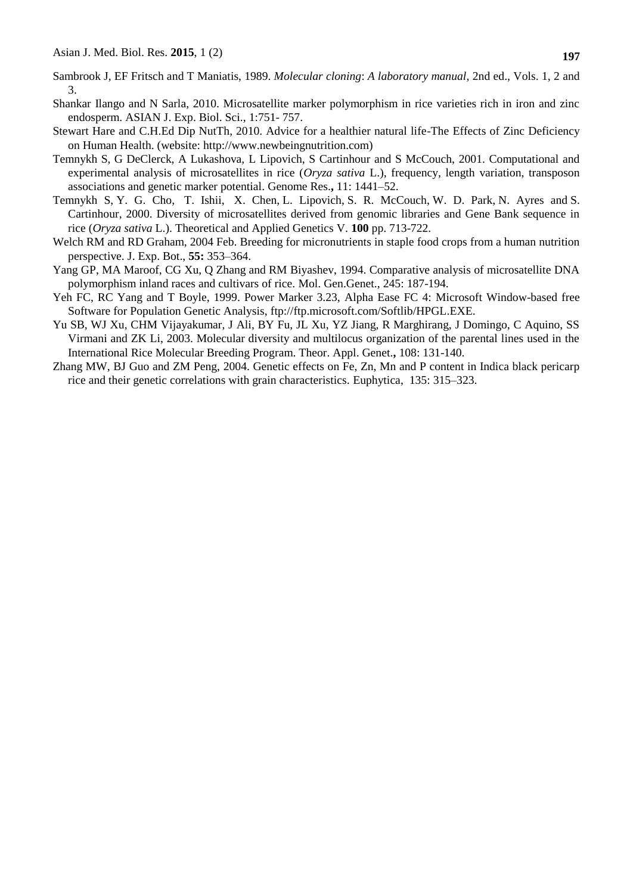Sambrook J, EF Fritsch and T Maniatis, 1989. *Molecular cloning*: *A laboratory manual*, 2nd ed., Vols. 1, 2 and 3.

Shankar Ilango and N Sarla, 2010. Microsatellite marker polymorphism in rice varieties rich in iron and zinc endosperm. ASIAN J. Exp. Biol. Sci., 1:751- 757.

Stewart Hare and C.H.Ed Dip NutTh, 2010. Advice for a healthier natural life-The Effects of Zinc Deficiency on Human Health. (website: http://www.newbeingnutrition.com)

Temnykh S, G DeClerck, A Lukashova, L Lipovich, S Cartinhour and S McCouch, 2001. Computational and experimental analysis of microsatellites in rice (*Oryza sativa* L.), frequency, length variation, transposon associations and genetic marker potential. Genome Res.**,** 11: 1441–52.

Temnykh S, Y. G. Cho, T. Ishii, X. Chen, L. Lipovich, S. R. McCouch, W. D. Park, N. Ayres and S. Cartinhour, 2000. Diversity of microsatellites derived from genomic libraries and Gene Bank sequence in rice (*Oryza sativa* L.). Theoretical and Applied Genetics V. **100** pp. 713-722.

Welch RM and RD Graham, 2004 Feb. Breeding for micronutrients in staple food crops from a human nutrition perspective. J. Exp. Bot., **55:** 353–364.

Yang GP, MA Maroof, CG Xu, Q Zhang and RM Biyashev, 1994. Comparative analysis of microsatellite DNA polymorphism inland races and cultivars of rice. Mol. Gen.Genet., 245: 187-194.

Yeh FC, RC Yang and T Boyle, 1999. Power Marker 3.23, Alpha Ease FC 4: Microsoft Window-based free Software for Population Genetic Analysis, ftp://ftp.microsoft.com/Softlib/HPGL.EXE.

Yu SB, WJ Xu, CHM Vijayakumar, J Ali, BY Fu, JL Xu, YZ Jiang, R Marghirang, J Domingo, C Aquino, SS Virmani and ZK Li, 2003. Molecular diversity and multilocus organization of the parental lines used in the International Rice Molecular Breeding Program. Theor. Appl. Genet.**,** 108: 131-140.

Zhang MW, BJ Guo and ZM Peng, 2004. Genetic effects on Fe, Zn, Mn and P content in Indica black pericarp rice and their genetic correlations with grain characteristics. Euphytica, 135: 315–323.